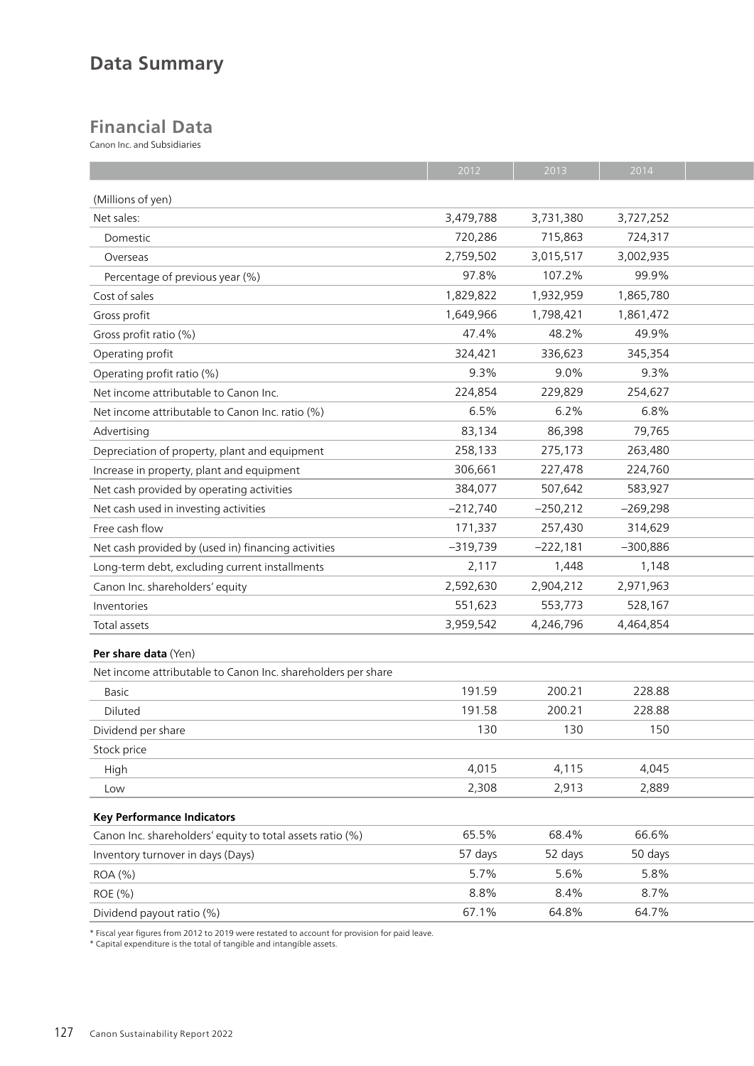# Data Summary

## Financial Data

Canon Inc. and Subsidiaries

| | 2012 | 2013 | 2014 |
|---|---|---|---|
| (Millions of yen) | | | |
| Net sales: | 3,479,788 | 3,731,380 | 3,727,252 |
| Domestic | 720,286 | 715,863 | 724,317 |
| Overseas | 2,759,502 | 3,015,517 | 3,002,935 |
| Percentage of previous year (%) | 97.8% | 107.2% | 99.9% |
| Cost of sales | 1,829,822 | 1,932,959 | 1,865,780 |
| Gross profit | 1,649,966 | 1,798,421 | 1,861,472 |
| Gross profit ratio (%) | 47.4% | 48.2% | 49.9% |
| Operating profit | 324,421 | 336,623 | 345,354 |
| Operating profit ratio (%) | 9.3% | 9.0% | 9.3% |
| Net income attributable to Canon Inc. | 224,854 | 229,829 | 254,627 |
| Net income attributable to Canon Inc. ratio (%) | 6.5% | 6.2% | 6.8% |
| Advertising | 83,134 | 86,398 | 79,765 |
| Depreciation of property, plant and equipment | 258,133 | 275,173 | 263,480 |
| Increase in property, plant and equipment | 306,661 | 227,478 | 224,760 |
| Net cash provided by operating activities | 384,077 | 507,642 | 583,927 |
| Net cash used in investing activities | –212,740 | –250,212 | –269,298 |
| Free cash flow | 171,337 | 257,430 | 314,629 |
| Net cash provided by (used in) financing activities | –319,739 | –222,181 | –300,886 |
| Long-term debt, excluding current installments | 2,117 | 1,448 | 1,148 |
| Canon Inc. shareholders' equity | 2,592,630 | 2,904,212 | 2,971,963 |
| Inventories | 551,623 | 553,773 | 528,167 |
| Total assets | 3,959,542 | 4,246,796 | 4,464,854 |
| **Per share data** (Yen) | | | |
| Net income attributable to Canon Inc. shareholders per share | | | |
| Basic | 191.59 | 200.21 | 228.88 |
| Diluted | 191.58 | 200.21 | 228.88 |
| Dividend per share | 130 | 130 | 150 |
| Stock price | | | |
| High | 4,015 | 4,115 | 4,045 |
| Low | 2,308 | 2,913 | 2,889 |
| **Key Performance Indicators** | | | |
| Canon Inc. shareholders' equity to total assets ratio (%) | 65.5% | 68.4% | 66.6% |
| Inventory turnover in days (Days) | 57 days | 52 days | 50 days |
| ROA (%) | 5.7% | 5.6% | 5.8% |
| ROE (%) | 8.8% | 8.4% | 8.7% |
| Dividend payout ratio (%) | 67.1% | 64.8% | 64.7% |

* Fiscal year figures from 2012 to 2019 were restated to account for provision for paid leave.
* Capital expenditure is the total of tangible and intangible assets.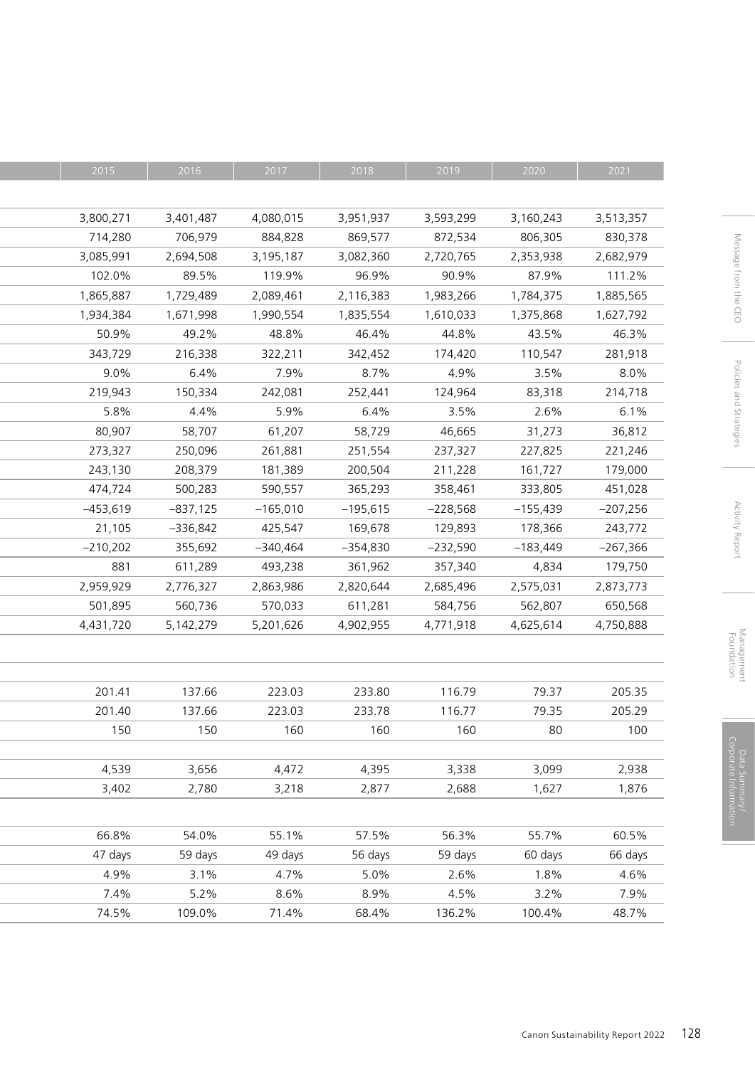| 2015 | 2016 | 2017 | 2018 | 2019 | 2020 | 2021 |
|---|---|---|---|---|---|---|
| | | | | | | |
| 3,800,271 | 3,401,487 | 4,080,015 | 3,951,937 | 3,593,299 | 3,160,243 | 3,513,357 |
| 714,280 | 706,979 | 884,828 | 869,577 | 872,534 | 806,305 | 830,378 |
| 3,085,991 | 2,694,508 | 3,195,187 | 3,082,360 | 2,720,765 | 2,353,938 | 2,682,979 |
| 102.0% | 89.5% | 119.9% | 96.9% | 90.9% | 87.9% | 111.2% |
| 1,865,887 | 1,729,489 | 2,089,461 | 2,116,383 | 1,983,266 | 1,784,375 | 1,885,565 |
| 1,934,384 | 1,671,998 | 1,990,554 | 1,835,554 | 1,610,033 | 1,375,868 | 1,627,792 |
| 50.9% | 49.2% | 48.8% | 46.4% | 44.8% | 43.5% | 46.3% |
| 343,729 | 216,338 | 322,211 | 342,452 | 174,420 | 110,547 | 281,918 |
| 9.0% | 6.4% | 7.9% | 8.7% | 4.9% | 3.5% | 8.0% |
| 219,943 | 150,334 | 242,081 | 252,441 | 124,964 | 83,318 | 214,718 |
| 5.8% | 4.4% | 5.9% | 6.4% | 3.5% | 2.6% | 6.1% |
| 80,907 | 58,707 | 61,207 | 58,729 | 46,665 | 31,273 | 36,812 |
| 273,327 | 250,096 | 261,881 | 251,554 | 237,327 | 227,825 | 221,246 |
| 243,130 | 208,379 | 181,389 | 200,504 | 211,228 | 161,727 | 179,000 |
| 474,724 | 500,283 | 590,557 | 365,293 | 358,461 | 333,805 | 451,028 |
| –453,619 | –837,125 | –165,010 | –195,615 | –228,568 | –155,439 | –207,256 |
| 21,105 | –336,842 | 425,547 | 169,678 | 129,893 | 178,366 | 243,772 |
| –210,202 | 355,692 | –340,464 | –354,830 | –232,590 | –183,449 | –267,366 |
| 881 | 611,289 | 493,238 | 361,962 | 357,340 | 4,834 | 179,750 |
| 2,959,929 | 2,776,327 | 2,863,986 | 2,820,644 | 2,685,496 | 2,575,031 | 2,873,773 |
| 501,895 | 560,736 | 570,033 | 611,281 | 584,756 | 562,807 | 650,568 |
| 4,431,720 | 5,142,279 | 5,201,626 | 4,902,955 | 4,771,918 | 4,625,614 | 4,750,888 |
| | | | | | | |
| 201.41 | 137.66 | 223.03 | 233.80 | 116.79 | 79.37 | 205.35 |
| 201.40 | 137.66 | 223.03 | 233.78 | 116.77 | 79.35 | 205.29 |
| 150 | 150 | 160 | 160 | 160 | 80 | 100 |
| | | | | | | |
| 4,539 | 3,656 | 4,472 | 4,395 | 3,338 | 3,099 | 2,938 |
| 3,402 | 2,780 | 3,218 | 2,877 | 2,688 | 1,627 | 1,876 |
| | | | | | | |
| 66.8% | 54.0% | 55.1% | 57.5% | 56.3% | 55.7% | 60.5% |
| 47 days | 59 days | 49 days | 56 days | 59 days | 60 days | 66 days |
| 4.9% | 3.1% | 4.7% | 5.0% | 2.6% | 1.8% | 4.6% |
| 7.4% | 5.2% | 8.6% | 8.9% | 4.5% | 3.2% | 7.9% |
| 74.5% | 109.0% | 71.4% | 68.4% | 136.2% | 100.4% | 48.7% |